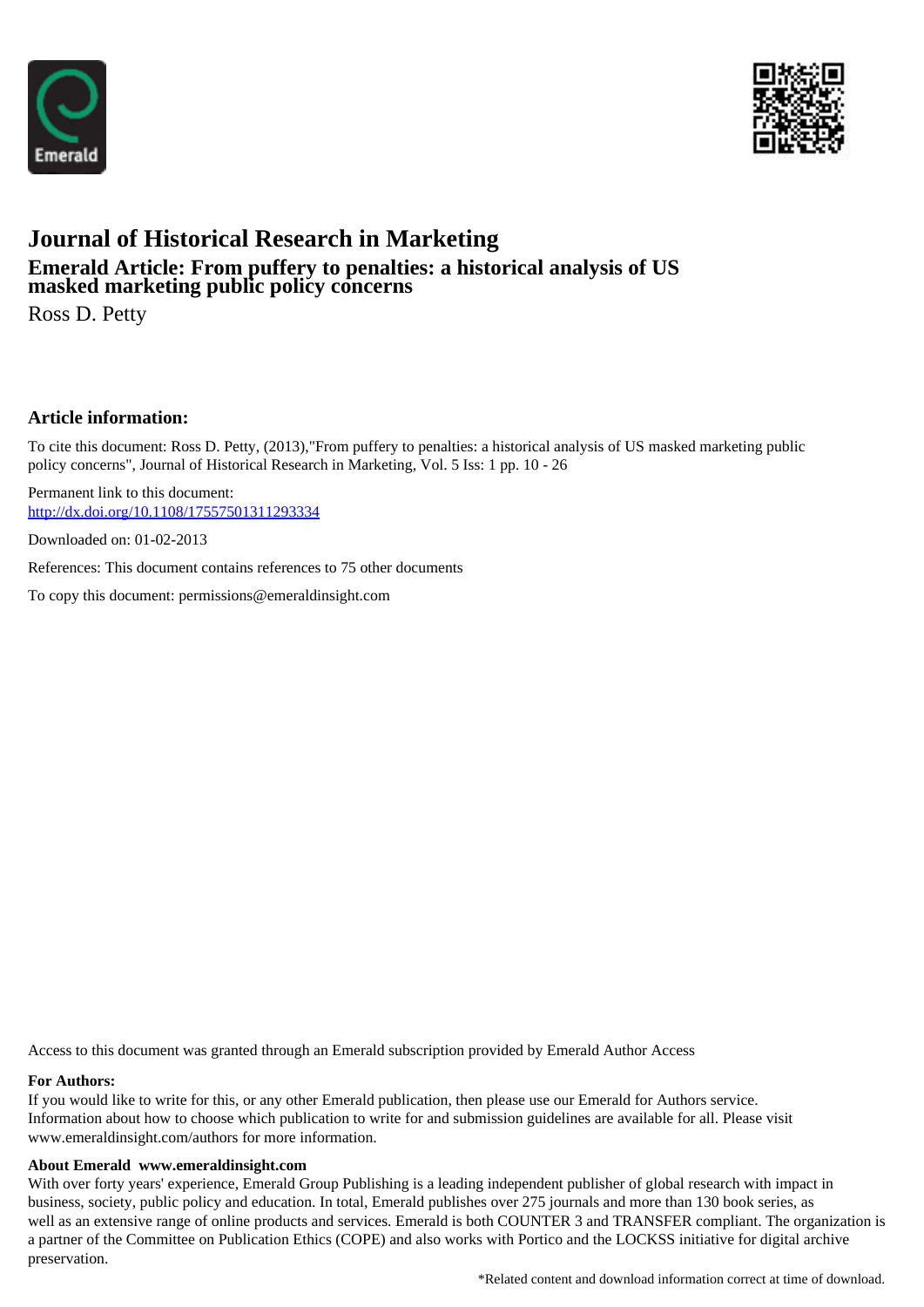# Journal of Historical Research in Marketing

## Emerald Article: From puffery to penalties: a historical analysis of US masked marketing public policy concerns

Ross D. Petty

### Article information:

To cite this document: Ross D. Petty, (2013),"From puffery to penalties: a historical analysis of US masked marketing public policy concerns", Journal of Historical Research in Marketing, Vol. 5 Iss: 1 pp. 10 - 26

Permanent link to this document:
http://dx.doi.org/10.1108/17557501311293334

Downloaded on: 01-02-2013

References: This document contains references to 75 other documents

To copy this document: permissions@emeraldinsight.com

Access to this document was granted through an Emerald subscription provided by Emerald Author Access

**For Authors:**

If you would like to write for this, or any other Emerald publication, then please use our Emerald for Authors service. Information about how to choose which publication to write for and submission guidelines are available for all. Please visit www.emeraldinsight.com/authors for more information.

**About Emerald www.emeraldinsight.com**

With over forty years' experience, Emerald Group Publishing is a leading independent publisher of global research with impact in business, society, public policy and education. In total, Emerald publishes over 275 journals and more than 130 book series, as well as an extensive range of online products and services. Emerald is both COUNTER 3 and TRANSFER compliant. The organization is a partner of the Committee on Publication Ethics (COPE) and also works with Portico and the LOCKSS initiative for digital archive preservation.

*Related content and download information correct at time of download.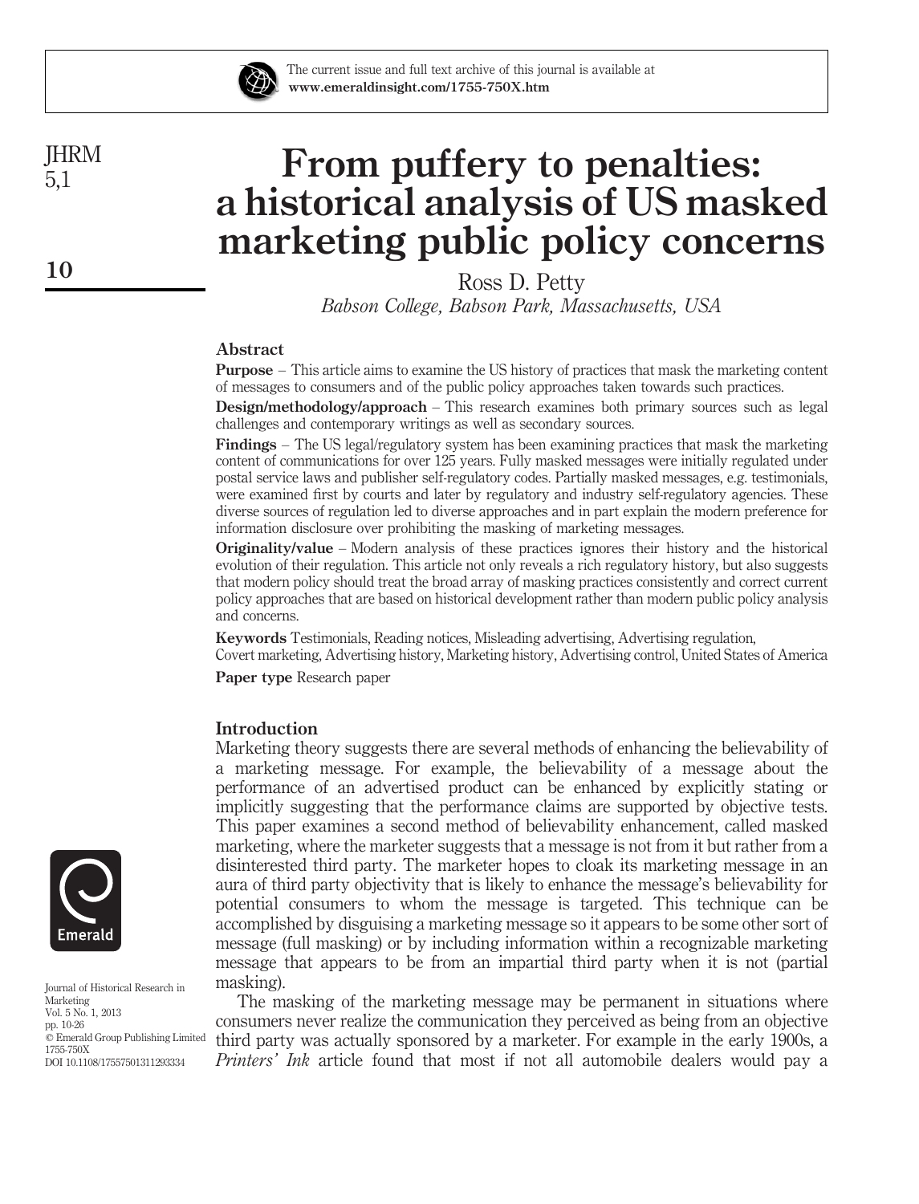# From puffery to penalties: a historical analysis of US masked marketing public policy concerns

Ross D. Petty

*Babson College, Babson Park, Massachusetts, USA*

## Abstract

**Purpose** – This article aims to examine the US history of practices that mask the marketing content of messages to consumers and of the public policy approaches taken towards such practices.

**Design/methodology/approach** – This research examines both primary sources such as legal challenges and contemporary writings as well as secondary sources.

**Findings** – The US legal/regulatory system has been examining practices that mask the marketing content of communications for over 125 years. Fully masked messages were initially regulated under postal service laws and publisher self-regulatory codes. Partially masked messages, e.g. testimonials, were examined first by courts and later by regulatory and industry self-regulatory agencies. These diverse sources of regulation led to diverse approaches and in part explain the modern preference for information disclosure over prohibiting the masking of marketing messages.

**Originality/value** – Modern analysis of these practices ignores their history and the historical evolution of their regulation. This article not only reveals a rich regulatory history, but also suggests that modern policy should treat the broad array of masking practices consistently and correct current policy approaches that are based on historical development rather than modern public policy analysis and concerns.

**Keywords** Testimonials, Reading notices, Misleading advertising, Advertising regulation, Covert marketing, Advertising history, Marketing history, Advertising control, United States of America

**Paper type** Research paper

## Introduction

Marketing theory suggests there are several methods of enhancing the believability of a marketing message. For example, the believability of a message about the performance of an advertised product can be enhanced by explicitly stating or implicitly suggesting that the performance claims are supported by objective tests. This paper examines a second method of believability enhancement, called masked marketing, where the marketer suggests that a message is not from it but rather from a disinterested third party. The marketer hopes to cloak its marketing message in an aura of third party objectivity that is likely to enhance the message's believability for potential consumers to whom the message is targeted. This technique can be accomplished by disguising a marketing message so it appears to be some other sort of message (full masking) or by including information within a recognizable marketing message that appears to be from an impartial third party when it is not (partial masking).

The masking of the marketing message may be permanent in situations where consumers never realize the communication they perceived as being from an objective third party was actually sponsored by a marketer. For example in the early 1900s, a *Printers' Ink* article found that most if not all automobile dealers would pay a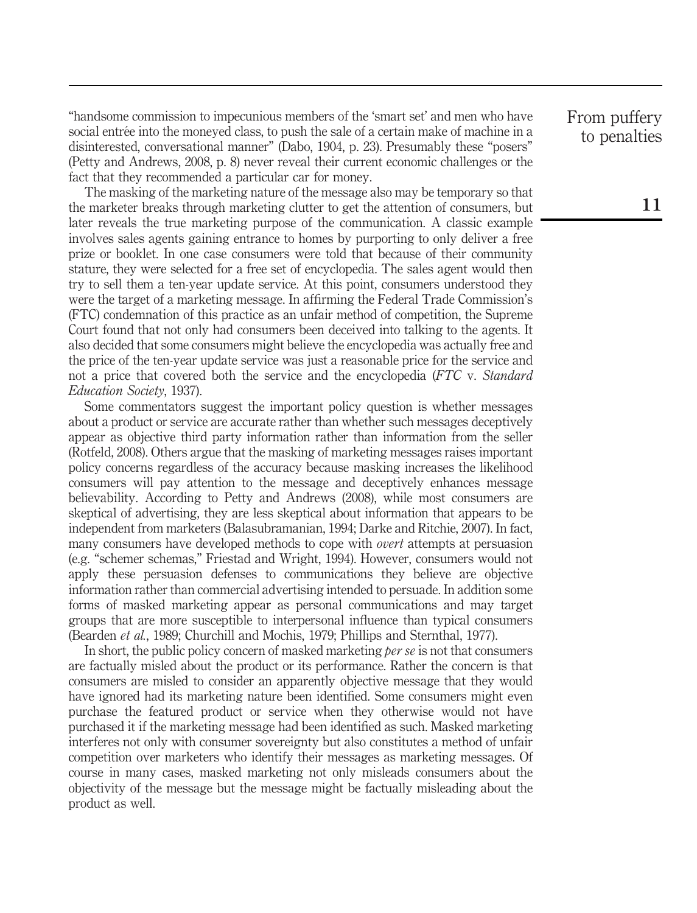"handsome commission to impecunious members of the 'smart set' and men who have social entrée into the moneyed class, to push the sale of a certain make of machine in a disinterested, conversational manner" (Dabo, 1904, p. 23). Presumably these "posers" (Petty and Andrews, 2008, p. 8) never reveal their current economic challenges or the fact that they recommended a particular car for money.

The masking of the marketing nature of the message also may be temporary so that the marketer breaks through marketing clutter to get the attention of consumers, but later reveals the true marketing purpose of the communication. A classic example involves sales agents gaining entrance to homes by purporting to only deliver a free prize or booklet. In one case consumers were told that because of their community stature, they were selected for a free set of encyclopedia. The sales agent would then try to sell them a ten-year update service. At this point, consumers understood they were the target of a marketing message. In affirming the Federal Trade Commission's (FTC) condemnation of this practice as an unfair method of competition, the Supreme Court found that not only had consumers been deceived into talking to the agents. It also decided that some consumers might believe the encyclopedia was actually free and the price of the ten-year update service was just a reasonable price for the service and not a price that covered both the service and the encyclopedia (*FTC* v. *Standard Education Society*, 1937).

Some commentators suggest the important policy question is whether messages about a product or service are accurate rather than whether such messages deceptively appear as objective third party information rather than information from the seller (Rotfeld, 2008). Others argue that the masking of marketing messages raises important policy concerns regardless of the accuracy because masking increases the likelihood consumers will pay attention to the message and deceptively enhances message believability. According to Petty and Andrews (2008), while most consumers are skeptical of advertising, they are less skeptical about information that appears to be independent from marketers (Balasubramanian, 1994; Darke and Ritchie, 2007). In fact, many consumers have developed methods to cope with *overt* attempts at persuasion (e.g. "schemer schemas," Friestad and Wright, 1994). However, consumers would not apply these persuasion defenses to communications they believe are objective information rather than commercial advertising intended to persuade. In addition some forms of masked marketing appear as personal communications and may target groups that are more susceptible to interpersonal influence than typical consumers (Bearden *et al.*, 1989; Churchill and Mochis, 1979; Phillips and Sternthal, 1977).

In short, the public policy concern of masked marketing *per se* is not that consumers are factually misled about the product or its performance. Rather the concern is that consumers are misled to consider an apparently objective message that they would have ignored had its marketing nature been identified. Some consumers might even purchase the featured product or service when they otherwise would not have purchased it if the marketing message had been identified as such. Masked marketing interferes not only with consumer sovereignty but also constitutes a method of unfair competition over marketers who identify their messages as marketing messages. Of course in many cases, masked marketing not only misleads consumers about the objectivity of the message but the message might be factually misleading about the product as well.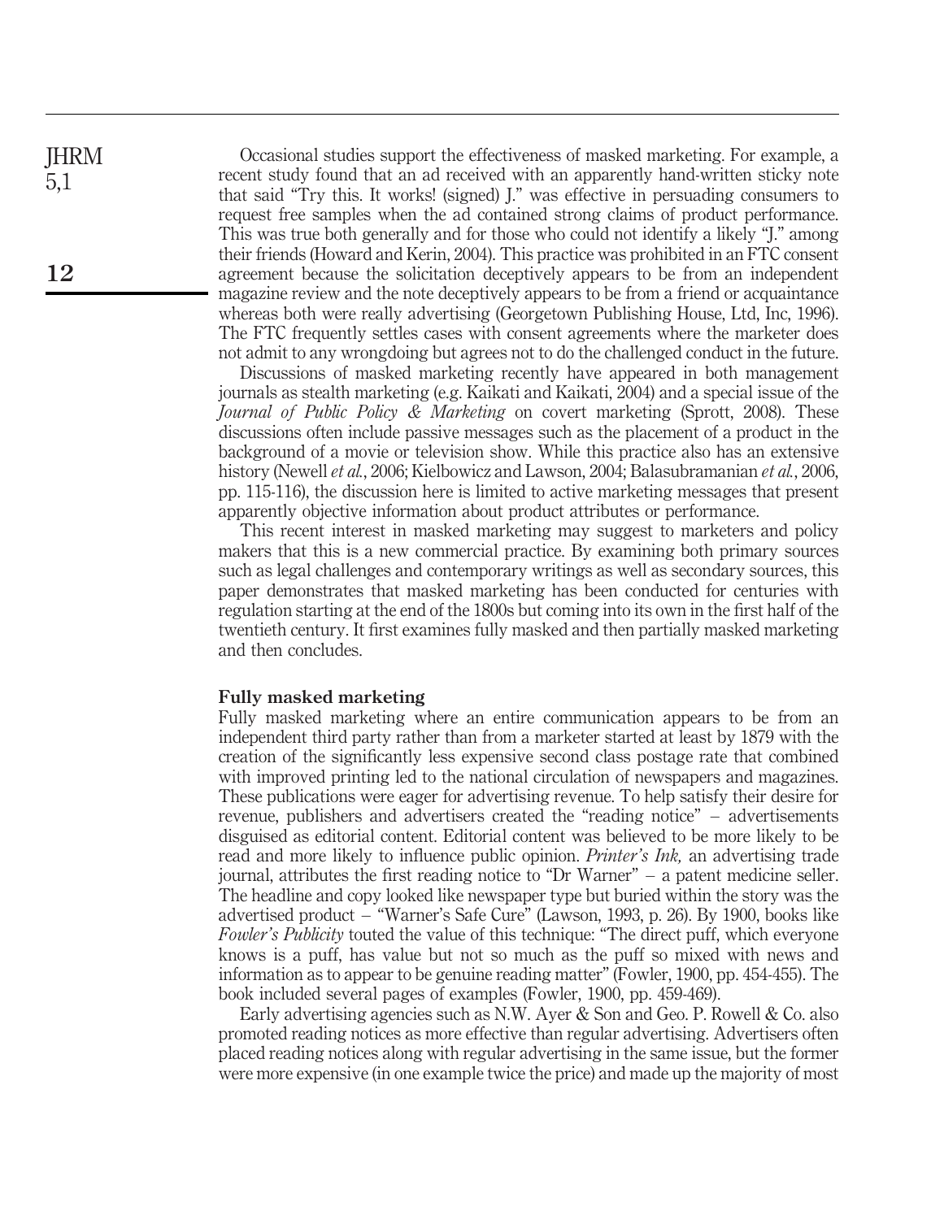Occasional studies support the effectiveness of masked marketing. For example, a recent study found that an ad received with an apparently hand-written sticky note that said "Try this. It works! (signed) J." was effective in persuading consumers to request free samples when the ad contained strong claims of product performance. This was true both generally and for those who could not identify a likely "J." among their friends (Howard and Kerin, 2004). This practice was prohibited in an FTC consent agreement because the solicitation deceptively appears to be from an independent magazine review and the note deceptively appears to be from a friend or acquaintance whereas both were really advertising (Georgetown Publishing House, Ltd, Inc, 1996). The FTC frequently settles cases with consent agreements where the marketer does not admit to any wrongdoing but agrees not to do the challenged conduct in the future.

Discussions of masked marketing recently have appeared in both management journals as stealth marketing (e.g. Kaikati and Kaikati, 2004) and a special issue of the *Journal of Public Policy & Marketing* on covert marketing (Sprott, 2008). These discussions often include passive messages such as the placement of a product in the background of a movie or television show. While this practice also has an extensive history (Newell *et al.*, 2006; Kielbowicz and Lawson, 2004; Balasubramanian *et al.*, 2006, pp. 115-116), the discussion here is limited to active marketing messages that present apparently objective information about product attributes or performance.

This recent interest in masked marketing may suggest to marketers and policy makers that this is a new commercial practice. By examining both primary sources such as legal challenges and contemporary writings as well as secondary sources, this paper demonstrates that masked marketing has been conducted for centuries with regulation starting at the end of the 1800s but coming into its own in the first half of the twentieth century. It first examines fully masked and then partially masked marketing and then concludes.

## Fully masked marketing

Fully masked marketing where an entire communication appears to be from an independent third party rather than from a marketer started at least by 1879 with the creation of the significantly less expensive second class postage rate that combined with improved printing led to the national circulation of newspapers and magazines. These publications were eager for advertising revenue. To help satisfy their desire for revenue, publishers and advertisers created the "reading notice" – advertisements disguised as editorial content. Editorial content was believed to be more likely to be read and more likely to influence public opinion. *Printer's Ink,* an advertising trade journal, attributes the first reading notice to "Dr Warner" – a patent medicine seller. The headline and copy looked like newspaper type but buried within the story was the advertised product – "Warner's Safe Cure" (Lawson, 1993, p. 26). By 1900, books like *Fowler's Publicity* touted the value of this technique: "The direct puff, which everyone knows is a puff, has value but not so much as the puff so mixed with news and information as to appear to be genuine reading matter" (Fowler, 1900, pp. 454-455). The book included several pages of examples (Fowler, 1900, pp. 459-469).

Early advertising agencies such as N.W. Ayer & Son and Geo. P. Rowell & Co. also promoted reading notices as more effective than regular advertising. Advertisers often placed reading notices along with regular advertising in the same issue, but the former were more expensive (in one example twice the price) and made up the majority of most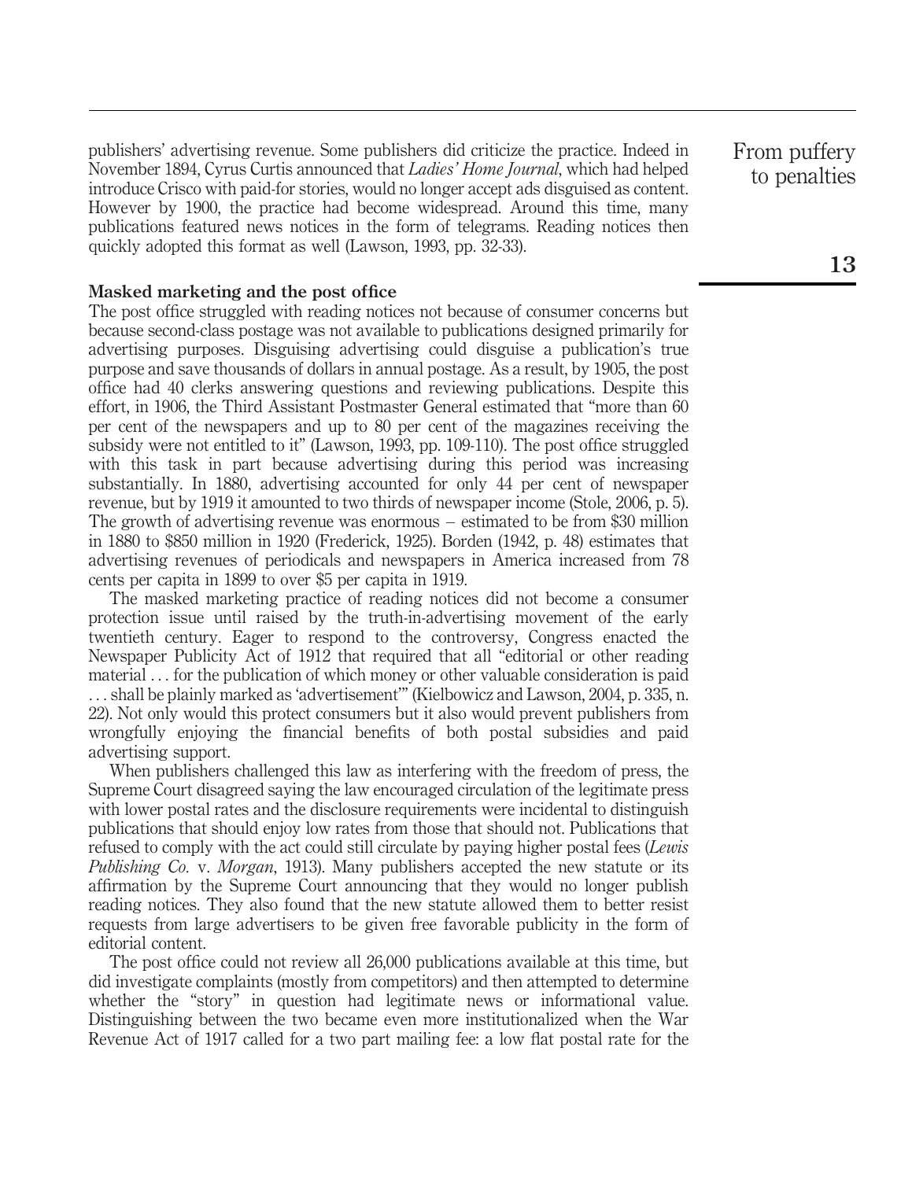publishers' advertising revenue. Some publishers did criticize the practice. Indeed in November 1894, Cyrus Curtis announced that *Ladies' Home Journal*, which had helped introduce Crisco with paid-for stories, would no longer accept ads disguised as content. However by 1900, the practice had become widespread. Around this time, many publications featured news notices in the form of telegrams. Reading notices then quickly adopted this format as well (Lawson, 1993, pp. 32-33).

## Masked marketing and the post office

The post office struggled with reading notices not because of consumer concerns but because second-class postage was not available to publications designed primarily for advertising purposes. Disguising advertising could disguise a publication's true purpose and save thousands of dollars in annual postage. As a result, by 1905, the post office had 40 clerks answering questions and reviewing publications. Despite this effort, in 1906, the Third Assistant Postmaster General estimated that "more than 60 per cent of the newspapers and up to 80 per cent of the magazines receiving the subsidy were not entitled to it" (Lawson, 1993, pp. 109-110). The post office struggled with this task in part because advertising during this period was increasing substantially. In 1880, advertising accounted for only 44 per cent of newspaper revenue, but by 1919 it amounted to two thirds of newspaper income (Stole, 2006, p. 5). The growth of advertising revenue was enormous – estimated to be from $30 million in 1880 to $850 million in 1920 (Frederick, 1925). Borden (1942, p. 48) estimates that advertising revenues of periodicals and newspapers in America increased from 78 cents per capita in 1899 to over $5 per capita in 1919.

The masked marketing practice of reading notices did not become a consumer protection issue until raised by the truth-in-advertising movement of the early twentieth century. Eager to respond to the controversy, Congress enacted the Newspaper Publicity Act of 1912 that required that all "editorial or other reading material ... for the publication of which money or other valuable consideration is paid ... shall be plainly marked as 'advertisement'" (Kielbowicz and Lawson, 2004, p. 335, n. 22). Not only would this protect consumers but it also would prevent publishers from wrongfully enjoying the financial benefits of both postal subsidies and paid advertising support.

When publishers challenged this law as interfering with the freedom of press, the Supreme Court disagreed saying the law encouraged circulation of the legitimate press with lower postal rates and the disclosure requirements were incidental to distinguish publications that should enjoy low rates from those that should not. Publications that refused to comply with the act could still circulate by paying higher postal fees (*Lewis Publishing Co.* v. *Morgan*, 1913). Many publishers accepted the new statute or its affirmation by the Supreme Court announcing that they would no longer publish reading notices. They also found that the new statute allowed them to better resist requests from large advertisers to be given free favorable publicity in the form of editorial content.

The post office could not review all 26,000 publications available at this time, but did investigate complaints (mostly from competitors) and then attempted to determine whether the "story" in question had legitimate news or informational value. Distinguishing between the two became even more institutionalized when the War Revenue Act of 1917 called for a two part mailing fee: a low flat postal rate for the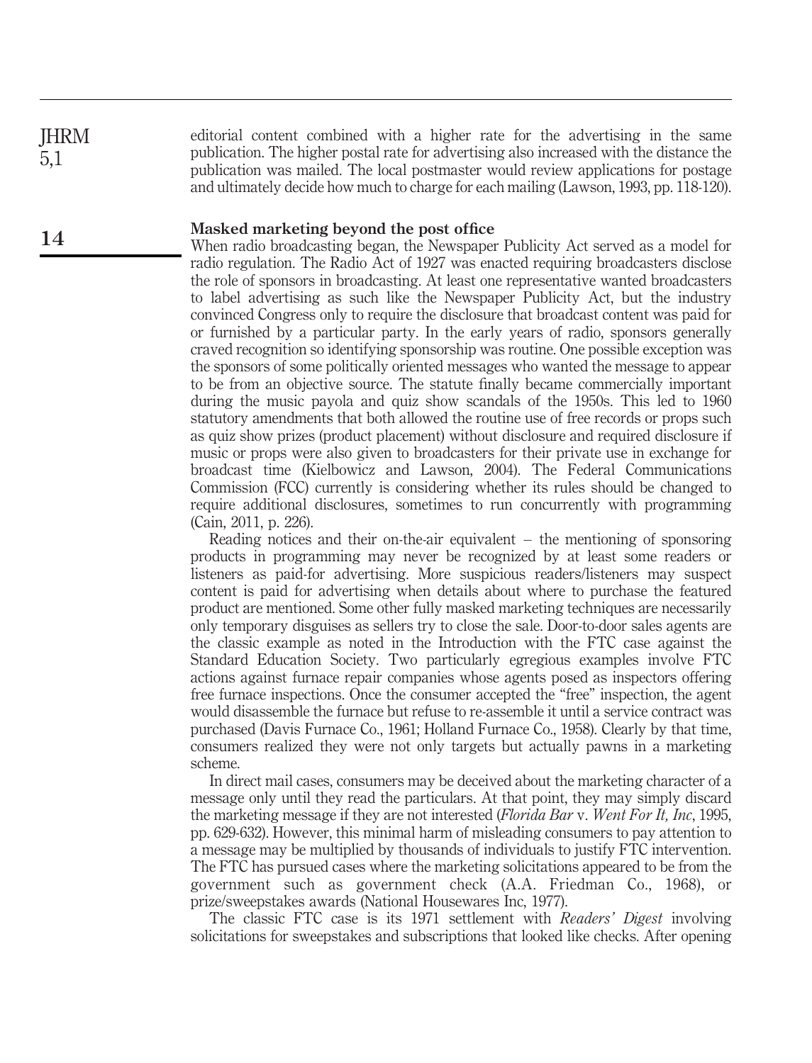editorial content combined with a higher rate for the advertising in the same publication. The higher postal rate for advertising also increased with the distance the publication was mailed. The local postmaster would review applications for postage and ultimately decide how much to charge for each mailing (Lawson, 1993, pp. 118-120).

## Masked marketing beyond the post office

When radio broadcasting began, the Newspaper Publicity Act served as a model for radio regulation. The Radio Act of 1927 was enacted requiring broadcasters disclose the role of sponsors in broadcasting. At least one representative wanted broadcasters to label advertising as such like the Newspaper Publicity Act, but the industry convinced Congress only to require the disclosure that broadcast content was paid for or furnished by a particular party. In the early years of radio, sponsors generally craved recognition so identifying sponsorship was routine. One possible exception was the sponsors of some politically oriented messages who wanted the message to appear to be from an objective source. The statute finally became commercially important during the music payola and quiz show scandals of the 1950s. This led to 1960 statutory amendments that both allowed the routine use of free records or props such as quiz show prizes (product placement) without disclosure and required disclosure if music or props were also given to broadcasters for their private use in exchange for broadcast time (Kielbowicz and Lawson, 2004). The Federal Communications Commission (FCC) currently is considering whether its rules should be changed to require additional disclosures, sometimes to run concurrently with programming (Cain, 2011, p. 226).

Reading notices and their on-the-air equivalent – the mentioning of sponsoring products in programming may never be recognized by at least some readers or listeners as paid-for advertising. More suspicious readers/listeners may suspect content is paid for advertising when details about where to purchase the featured product are mentioned. Some other fully masked marketing techniques are necessarily only temporary disguises as sellers try to close the sale. Door-to-door sales agents are the classic example as noted in the Introduction with the FTC case against the Standard Education Society. Two particularly egregious examples involve FTC actions against furnace repair companies whose agents posed as inspectors offering free furnace inspections. Once the consumer accepted the "free" inspection, the agent would disassemble the furnace but refuse to re-assemble it until a service contract was purchased (Davis Furnace Co., 1961; Holland Furnace Co., 1958). Clearly by that time, consumers realized they were not only targets but actually pawns in a marketing scheme.

In direct mail cases, consumers may be deceived about the marketing character of a message only until they read the particulars. At that point, they may simply discard the marketing message if they are not interested (*Florida Bar* v. *Went For It, Inc*, 1995, pp. 629-632). However, this minimal harm of misleading consumers to pay attention to a message may be multiplied by thousands of individuals to justify FTC intervention. The FTC has pursued cases where the marketing solicitations appeared to be from the government such as government check (A.A. Friedman Co., 1968), or prize/sweepstakes awards (National Housewares Inc, 1977).

The classic FTC case is its 1971 settlement with *Readers' Digest* involving solicitations for sweepstakes and subscriptions that looked like checks. After opening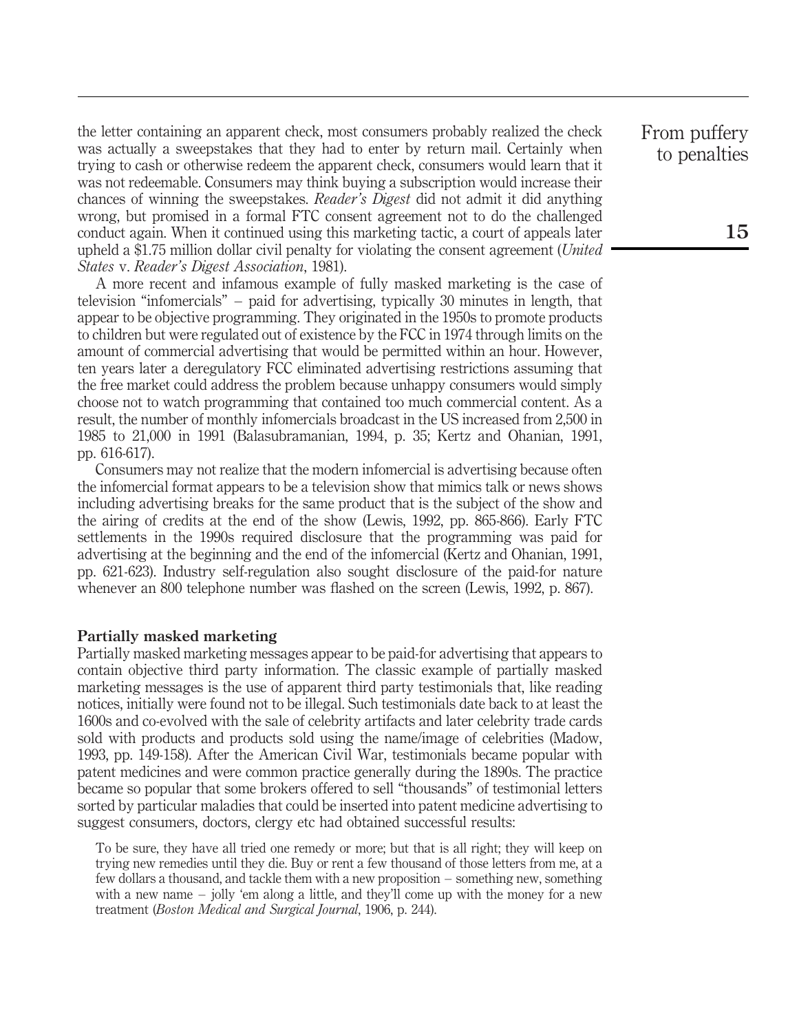the letter containing an apparent check, most consumers probably realized the check was actually a sweepstakes that they had to enter by return mail. Certainly when trying to cash or otherwise redeem the apparent check, consumers would learn that it was not redeemable. Consumers may think buying a subscription would increase their chances of winning the sweepstakes. *Reader's Digest* did not admit it did anything wrong, but promised in a formal FTC consent agreement not to do the challenged conduct again. When it continued using this marketing tactic, a court of appeals later upheld a $1.75 million dollar civil penalty for violating the consent agreement (*United States* v. *Reader's Digest Association*, 1981).

A more recent and infamous example of fully masked marketing is the case of television "infomercials" – paid for advertising, typically 30 minutes in length, that appear to be objective programming. They originated in the 1950s to promote products to children but were regulated out of existence by the FCC in 1974 through limits on the amount of commercial advertising that would be permitted within an hour. However, ten years later a deregulatory FCC eliminated advertising restrictions assuming that the free market could address the problem because unhappy consumers would simply choose not to watch programming that contained too much commercial content. As a result, the number of monthly infomercials broadcast in the US increased from 2,500 in 1985 to 21,000 in 1991 (Balasubramanian, 1994, p. 35; Kertz and Ohanian, 1991, pp. 616-617).

Consumers may not realize that the modern infomercial is advertising because often the infomercial format appears to be a television show that mimics talk or news shows including advertising breaks for the same product that is the subject of the show and the airing of credits at the end of the show (Lewis, 1992, pp. 865-866). Early FTC settlements in the 1990s required disclosure that the programming was paid for advertising at the beginning and the end of the infomercial (Kertz and Ohanian, 1991, pp. 621-623). Industry self-regulation also sought disclosure of the paid-for nature whenever an 800 telephone number was flashed on the screen (Lewis, 1992, p. 867).

### Partially masked marketing

Partially masked marketing messages appear to be paid-for advertising that appears to contain objective third party information. The classic example of partially masked marketing messages is the use of apparent third party testimonials that, like reading notices, initially were found not to be illegal. Such testimonials date back to at least the 1600s and co-evolved with the sale of celebrity artifacts and later celebrity trade cards sold with products and products sold using the name/image of celebrities (Madow, 1993, pp. 149-158). After the American Civil War, testimonials became popular with patent medicines and were common practice generally during the 1890s. The practice became so popular that some brokers offered to sell "thousands" of testimonial letters sorted by particular maladies that could be inserted into patent medicine advertising to suggest consumers, doctors, clergy etc had obtained successful results:

> To be sure, they have all tried one remedy or more; but that is all right; they will keep on trying new remedies until they die. Buy or rent a few thousand of those letters from me, at a few dollars a thousand, and tackle them with a new proposition – something new, something with a new name – jolly 'em along a little, and they'll come up with the money for a new treatment (*Boston Medical and Surgical Journal*, 1906, p. 244).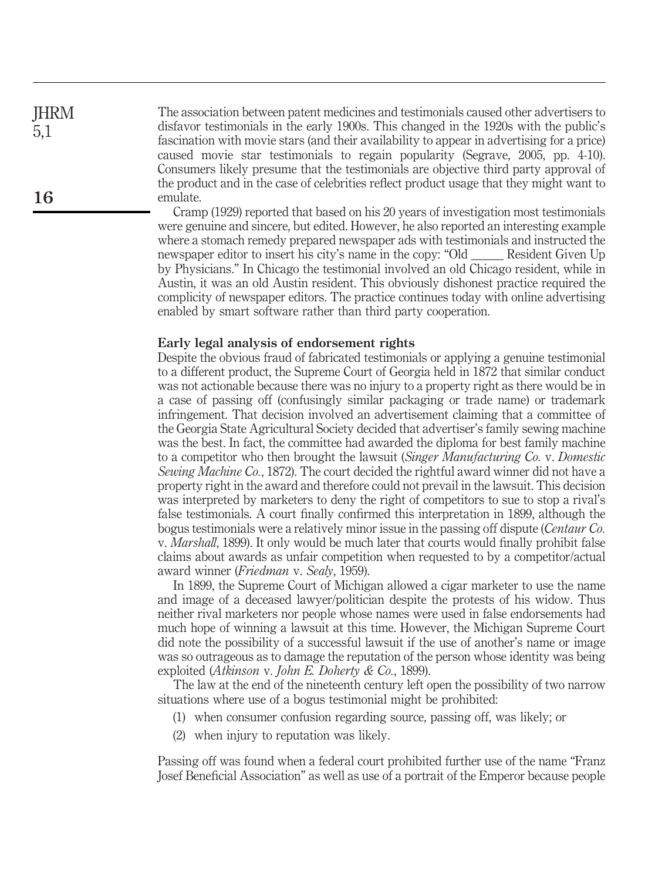The association between patent medicines and testimonials caused other advertisers to disfavor testimonials in the early 1900s. This changed in the 1920s with the public's fascination with movie stars (and their availability to appear in advertising for a price) caused movie star testimonials to regain popularity (Segrave, 2005, pp. 4-10). Consumers likely presume that the testimonials are objective third party approval of the product and in the case of celebrities reflect product usage that they might want to emulate.

Cramp (1929) reported that based on his 20 years of investigation most testimonials were genuine and sincere, but edited. However, he also reported an interesting example where a stomach remedy prepared newspaper ads with testimonials and instructed the newspaper editor to insert his city's name in the copy: "Old _____ Resident Given Up by Physicians." In Chicago the testimonial involved an old Chicago resident, while in Austin, it was an old Austin resident. This obviously dishonest practice required the complicity of newspaper editors. The practice continues today with online advertising enabled by smart software rather than third party cooperation.

## Early legal analysis of endorsement rights

Despite the obvious fraud of fabricated testimonials or applying a genuine testimonial to a different product, the Supreme Court of Georgia held in 1872 that similar conduct was not actionable because there was no injury to a property right as there would be in a case of passing off (confusingly similar packaging or trade name) or trademark infringement. That decision involved an advertisement claiming that a committee of the Georgia State Agricultural Society decided that advertiser's family sewing machine was the best. In fact, the committee had awarded the diploma for best family machine to a competitor who then brought the lawsuit (*Singer Manufacturing Co.* v. *Domestic Sewing Machine Co.*, 1872). The court decided the rightful award winner did not have a property right in the award and therefore could not prevail in the lawsuit. This decision was interpreted by marketers to deny the right of competitors to sue to stop a rival's false testimonials. A court finally confirmed this interpretation in 1899, although the bogus testimonials were a relatively minor issue in the passing off dispute (*Centaur Co.* v. *Marshall*, 1899). It only would be much later that courts would finally prohibit false claims about awards as unfair competition when requested to by a competitor/actual award winner (*Friedman* v. *Sealy*, 1959).

In 1899, the Supreme Court of Michigan allowed a cigar marketer to use the name and image of a deceased lawyer/politician despite the protests of his widow. Thus neither rival marketers nor people whose names were used in false endorsements had much hope of winning a lawsuit at this time. However, the Michigan Supreme Court did note the possibility of a successful lawsuit if the use of another's name or image was so outrageous as to damage the reputation of the person whose identity was being exploited (*Atkinson* v. *John E. Doherty & Co.*, 1899).

The law at the end of the nineteenth century left open the possibility of two narrow situations where use of a bogus testimonial might be prohibited:

(1) when consumer confusion regarding source, passing off, was likely; or

(2) when injury to reputation was likely.

Passing off was found when a federal court prohibited further use of the name "Franz Josef Beneficial Association" as well as use of a portrait of the Emperor because people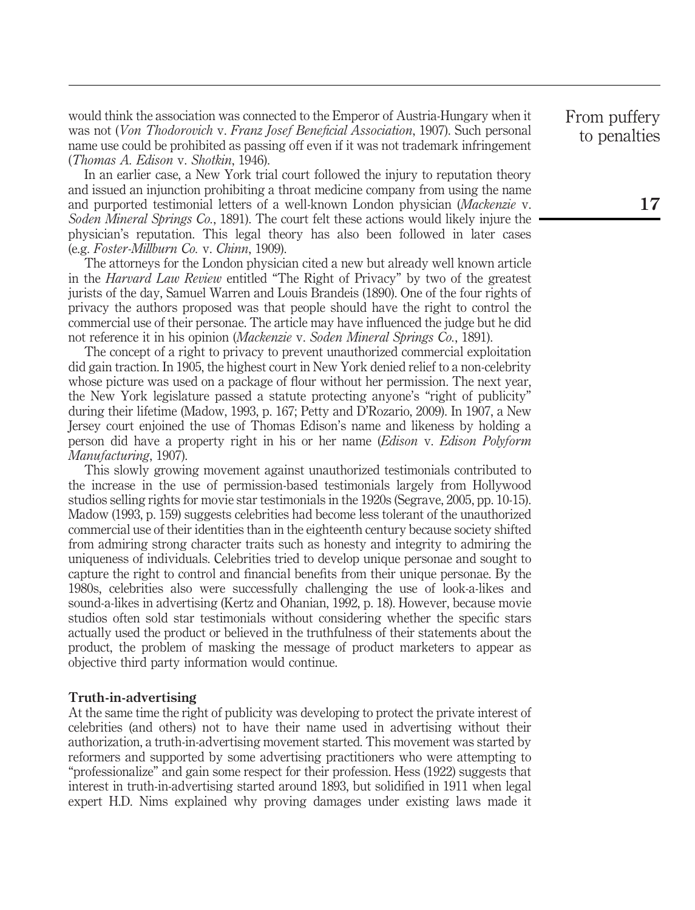would think the association was connected to the Emperor of Austria-Hungary when it was not (*Von Thodorovich* v. *Franz Josef Beneficial Association*, 1907). Such personal name use could be prohibited as passing off even if it was not trademark infringement (*Thomas A. Edison* v. *Shotkin*, 1946).

In an earlier case, a New York trial court followed the injury to reputation theory and issued an injunction prohibiting a throat medicine company from using the name and purported testimonial letters of a well-known London physician (*Mackenzie* v. *Soden Mineral Springs Co.*, 1891). The court felt these actions would likely injure the physician's reputation. This legal theory has also been followed in later cases (e.g. *Foster-Millburn Co.* v. *Chinn*, 1909).

The attorneys for the London physician cited a new but already well known article in the *Harvard Law Review* entitled "The Right of Privacy" by two of the greatest jurists of the day, Samuel Warren and Louis Brandeis (1890). One of the four rights of privacy the authors proposed was that people should have the right to control the commercial use of their personae. The article may have influenced the judge but he did not reference it in his opinion (*Mackenzie* v. *Soden Mineral Springs Co.*, 1891).

The concept of a right to privacy to prevent unauthorized commercial exploitation did gain traction. In 1905, the highest court in New York denied relief to a non-celebrity whose picture was used on a package of flour without her permission. The next year, the New York legislature passed a statute protecting anyone's "right of publicity" during their lifetime (Madow, 1993, p. 167; Petty and D'Rozario, 2009). In 1907, a New Jersey court enjoined the use of Thomas Edison's name and likeness by holding a person did have a property right in his or her name (*Edison* v. *Edison Polyform Manufacturing*, 1907).

This slowly growing movement against unauthorized testimonials contributed to the increase in the use of permission-based testimonials largely from Hollywood studios selling rights for movie star testimonials in the 1920s (Segrave, 2005, pp. 10-15). Madow (1993, p. 159) suggests celebrities had become less tolerant of the unauthorized commercial use of their identities than in the eighteenth century because society shifted from admiring strong character traits such as honesty and integrity to admiring the uniqueness of individuals. Celebrities tried to develop unique personae and sought to capture the right to control and financial benefits from their unique personae. By the 1980s, celebrities also were successfully challenging the use of look-a-likes and sound-a-likes in advertising (Kertz and Ohanian, 1992, p. 18). However, because movie studios often sold star testimonials without considering whether the specific stars actually used the product or believed in the truthfulness of their statements about the product, the problem of masking the message of product marketers to appear as objective third party information would continue.

### Truth-in-advertising

At the same time the right of publicity was developing to protect the private interest of celebrities (and others) not to have their name used in advertising without their authorization, a truth-in-advertising movement started. This movement was started by reformers and supported by some advertising practitioners who were attempting to "professionalize" and gain some respect for their profession. Hess (1922) suggests that interest in truth-in-advertising started around 1893, but solidified in 1911 when legal expert H.D. Nims explained why proving damages under existing laws made it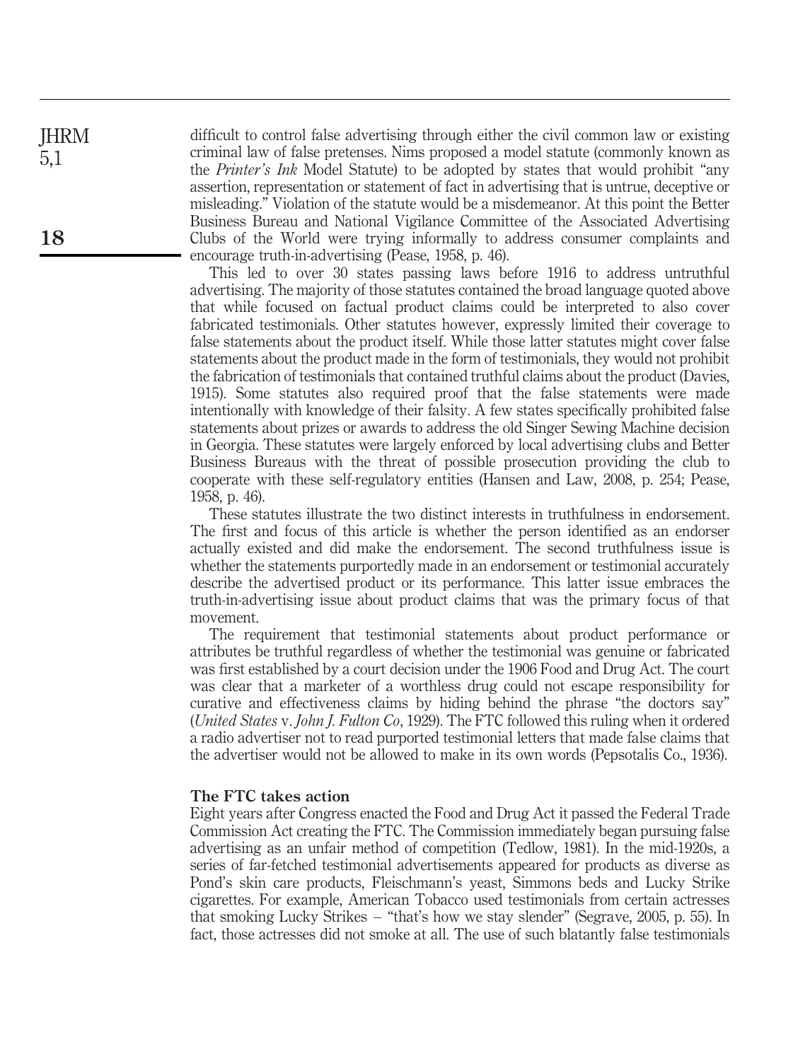difficult to control false advertising through either the civil common law or existing criminal law of false pretenses. Nims proposed a model statute (commonly known as the *Printer's Ink* Model Statute) to be adopted by states that would prohibit "any assertion, representation or statement of fact in advertising that is untrue, deceptive or misleading." Violation of the statute would be a misdemeanor. At this point the Better Business Bureau and National Vigilance Committee of the Associated Advertising Clubs of the World were trying informally to address consumer complaints and encourage truth-in-advertising (Pease, 1958, p. 46).

This led to over 30 states passing laws before 1916 to address untruthful advertising. The majority of those statutes contained the broad language quoted above that while focused on factual product claims could be interpreted to also cover fabricated testimonials. Other statutes however, expressly limited their coverage to false statements about the product itself. While those latter statutes might cover false statements about the product made in the form of testimonials, they would not prohibit the fabrication of testimonials that contained truthful claims about the product (Davies, 1915). Some statutes also required proof that the false statements were made intentionally with knowledge of their falsity. A few states specifically prohibited false statements about prizes or awards to address the old Singer Sewing Machine decision in Georgia. These statutes were largely enforced by local advertising clubs and Better Business Bureaus with the threat of possible prosecution providing the club to cooperate with these self-regulatory entities (Hansen and Law, 2008, p. 254; Pease, 1958, p. 46).

These statutes illustrate the two distinct interests in truthfulness in endorsement. The first and focus of this article is whether the person identified as an endorser actually existed and did make the endorsement. The second truthfulness issue is whether the statements purportedly made in an endorsement or testimonial accurately describe the advertised product or its performance. This latter issue embraces the truth-in-advertising issue about product claims that was the primary focus of that movement.

The requirement that testimonial statements about product performance or attributes be truthful regardless of whether the testimonial was genuine or fabricated was first established by a court decision under the 1906 Food and Drug Act. The court was clear that a marketer of a worthless drug could not escape responsibility for curative and effectiveness claims by hiding behind the phrase "the doctors say" (*United States* v. *John J. Fulton Co*, 1929). The FTC followed this ruling when it ordered a radio advertiser not to read purported testimonial letters that made false claims that the advertiser would not be allowed to make in its own words (Pepsotalis Co., 1936).

## The FTC takes action

Eight years after Congress enacted the Food and Drug Act it passed the Federal Trade Commission Act creating the FTC. The Commission immediately began pursuing false advertising as an unfair method of competition (Tedlow, 1981). In the mid-1920s, a series of far-fetched testimonial advertisements appeared for products as diverse as Pond's skin care products, Fleischmann's yeast, Simmons beds and Lucky Strike cigarettes. For example, American Tobacco used testimonials from certain actresses that smoking Lucky Strikes – "that's how we stay slender" (Segrave, 2005, p. 55). In fact, those actresses did not smoke at all. The use of such blatantly false testimonials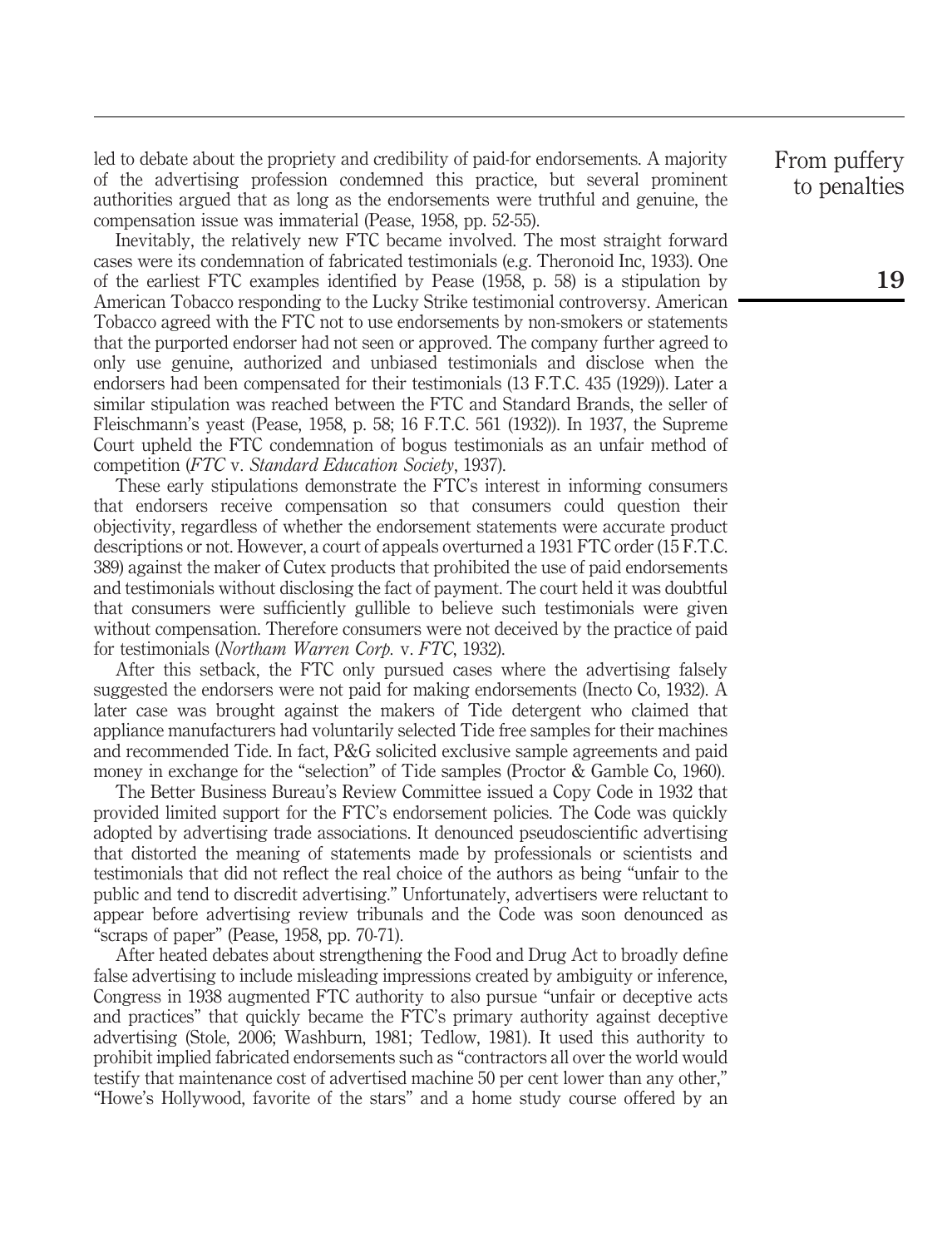led to debate about the propriety and credibility of paid-for endorsements. A majority of the advertising profession condemned this practice, but several prominent authorities argued that as long as the endorsements were truthful and genuine, the compensation issue was immaterial (Pease, 1958, pp. 52-55).

Inevitably, the relatively new FTC became involved. The most straight forward cases were its condemnation of fabricated testimonials (e.g. Theronoid Inc, 1933). One of the earliest FTC examples identified by Pease (1958, p. 58) is a stipulation by American Tobacco responding to the Lucky Strike testimonial controversy. American Tobacco agreed with the FTC not to use endorsements by non-smokers or statements that the purported endorser had not seen or approved. The company further agreed to only use genuine, authorized and unbiased testimonials and disclose when the endorsers had been compensated for their testimonials (13 F.T.C. 435 (1929)). Later a similar stipulation was reached between the FTC and Standard Brands, the seller of Fleischmann's yeast (Pease, 1958, p. 58; 16 F.T.C. 561 (1932)). In 1937, the Supreme Court upheld the FTC condemnation of bogus testimonials as an unfair method of competition (*FTC* v. *Standard Education Society*, 1937).

These early stipulations demonstrate the FTC's interest in informing consumers that endorsers receive compensation so that consumers could question their objectivity, regardless of whether the endorsement statements were accurate product descriptions or not. However, a court of appeals overturned a 1931 FTC order (15 F.T.C. 389) against the maker of Cutex products that prohibited the use of paid endorsements and testimonials without disclosing the fact of payment. The court held it was doubtful that consumers were sufficiently gullible to believe such testimonials were given without compensation. Therefore consumers were not deceived by the practice of paid for testimonials (*Northam Warren Corp.* v. *FTC*, 1932).

After this setback, the FTC only pursued cases where the advertising falsely suggested the endorsers were not paid for making endorsements (Inecto Co, 1932). A later case was brought against the makers of Tide detergent who claimed that appliance manufacturers had voluntarily selected Tide free samples for their machines and recommended Tide. In fact, P&G solicited exclusive sample agreements and paid money in exchange for the "selection" of Tide samples (Proctor & Gamble Co, 1960).

The Better Business Bureau's Review Committee issued a Copy Code in 1932 that provided limited support for the FTC's endorsement policies. The Code was quickly adopted by advertising trade associations. It denounced pseudoscientific advertising that distorted the meaning of statements made by professionals or scientists and testimonials that did not reflect the real choice of the authors as being "unfair to the public and tend to discredit advertising." Unfortunately, advertisers were reluctant to appear before advertising review tribunals and the Code was soon denounced as "scraps of paper" (Pease, 1958, pp. 70-71).

After heated debates about strengthening the Food and Drug Act to broadly define false advertising to include misleading impressions created by ambiguity or inference, Congress in 1938 augmented FTC authority to also pursue "unfair or deceptive acts and practices" that quickly became the FTC's primary authority against deceptive advertising (Stole, 2006; Washburn, 1981; Tedlow, 1981). It used this authority to prohibit implied fabricated endorsements such as "contractors all over the world would testify that maintenance cost of advertised machine 50 per cent lower than any other," "Howe's Hollywood, favorite of the stars" and a home study course offered by an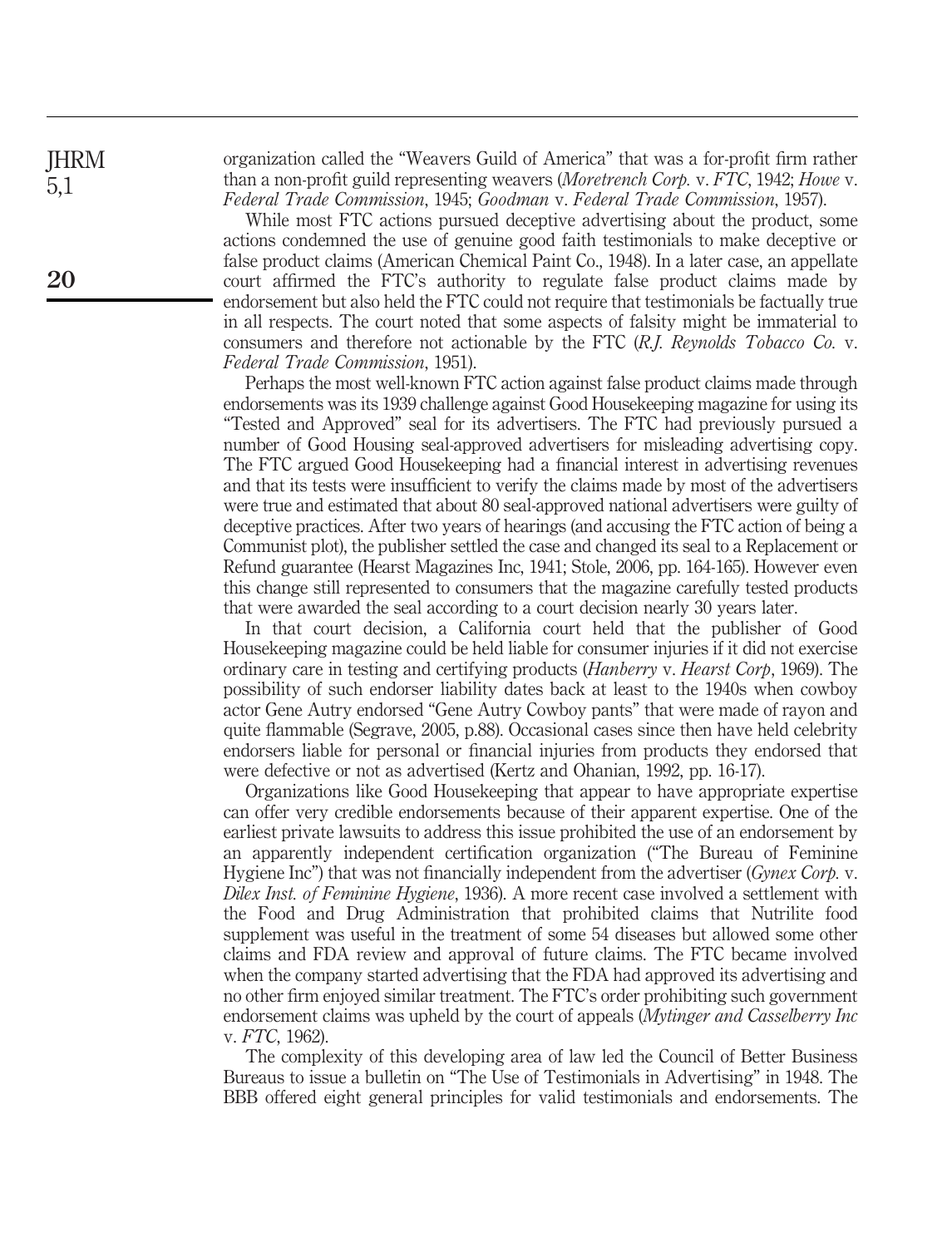organization called the "Weavers Guild of America" that was a for-profit firm rather than a non-profit guild representing weavers (*Moretrench Corp.* v. *FTC*, 1942; *Howe* v. *Federal Trade Commission*, 1945; *Goodman* v. *Federal Trade Commission*, 1957).

While most FTC actions pursued deceptive advertising about the product, some actions condemned the use of genuine good faith testimonials to make deceptive or false product claims (American Chemical Paint Co., 1948). In a later case, an appellate court affirmed the FTC's authority to regulate false product claims made by endorsement but also held the FTC could not require that testimonials be factually true in all respects. The court noted that some aspects of falsity might be immaterial to consumers and therefore not actionable by the FTC (*R.J. Reynolds Tobacco Co.* v. *Federal Trade Commission*, 1951).

Perhaps the most well-known FTC action against false product claims made through endorsements was its 1939 challenge against Good Housekeeping magazine for using its "Tested and Approved" seal for its advertisers. The FTC had previously pursued a number of Good Housing seal-approved advertisers for misleading advertising copy. The FTC argued Good Housekeeping had a financial interest in advertising revenues and that its tests were insufficient to verify the claims made by most of the advertisers were true and estimated that about 80 seal-approved national advertisers were guilty of deceptive practices. After two years of hearings (and accusing the FTC action of being a Communist plot), the publisher settled the case and changed its seal to a Replacement or Refund guarantee (Hearst Magazines Inc, 1941; Stole, 2006, pp. 164-165). However even this change still represented to consumers that the magazine carefully tested products that were awarded the seal according to a court decision nearly 30 years later.

In that court decision, a California court held that the publisher of Good Housekeeping magazine could be held liable for consumer injuries if it did not exercise ordinary care in testing and certifying products (*Hanberry* v. *Hearst Corp*, 1969). The possibility of such endorser liability dates back at least to the 1940s when cowboy actor Gene Autry endorsed "Gene Autry Cowboy pants" that were made of rayon and quite flammable (Segrave, 2005, p.88). Occasional cases since then have held celebrity endorsers liable for personal or financial injuries from products they endorsed that were defective or not as advertised (Kertz and Ohanian, 1992, pp. 16-17).

Organizations like Good Housekeeping that appear to have appropriate expertise can offer very credible endorsements because of their apparent expertise. One of the earliest private lawsuits to address this issue prohibited the use of an endorsement by an apparently independent certification organization ("The Bureau of Feminine Hygiene Inc") that was not financially independent from the advertiser (*Gynex Corp.* v. *Dilex Inst. of Feminine Hygiene*, 1936). A more recent case involved a settlement with the Food and Drug Administration that prohibited claims that Nutrilite food supplement was useful in the treatment of some 54 diseases but allowed some other claims and FDA review and approval of future claims. The FTC became involved when the company started advertising that the FDA had approved its advertising and no other firm enjoyed similar treatment. The FTC's order prohibiting such government endorsement claims was upheld by the court of appeals (*Mytinger and Casselberry Inc* v. *FTC*, 1962).

The complexity of this developing area of law led the Council of Better Business Bureaus to issue a bulletin on "The Use of Testimonials in Advertising" in 1948. The BBB offered eight general principles for valid testimonials and endorsements. The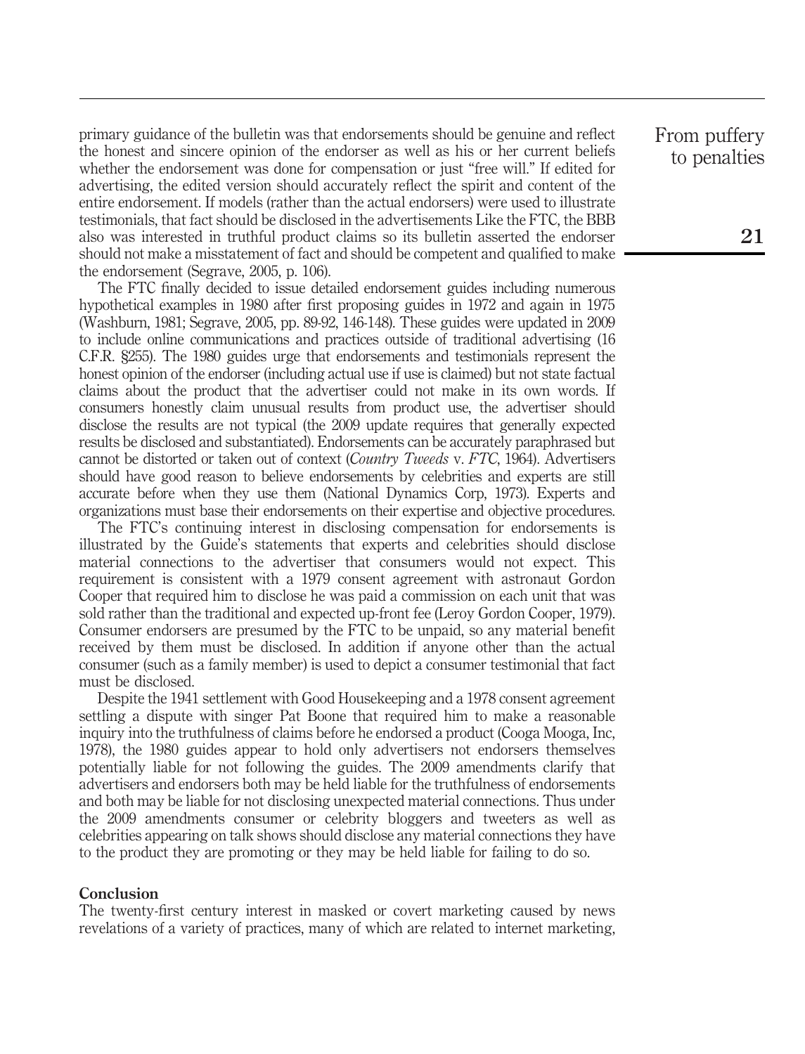primary guidance of the bulletin was that endorsements should be genuine and reflect the honest and sincere opinion of the endorser as well as his or her current beliefs whether the endorsement was done for compensation or just "free will." If edited for advertising, the edited version should accurately reflect the spirit and content of the entire endorsement. If models (rather than the actual endorsers) were used to illustrate testimonials, that fact should be disclosed in the advertisements Like the FTC, the BBB also was interested in truthful product claims so its bulletin asserted the endorser should not make a misstatement of fact and should be competent and qualified to make the endorsement (Segrave, 2005, p. 106).

The FTC finally decided to issue detailed endorsement guides including numerous hypothetical examples in 1980 after first proposing guides in 1972 and again in 1975 (Washburn, 1981; Segrave, 2005, pp. 89-92, 146-148). These guides were updated in 2009 to include online communications and practices outside of traditional advertising (16 C.F.R. §255). The 1980 guides urge that endorsements and testimonials represent the honest opinion of the endorser (including actual use if use is claimed) but not state factual claims about the product that the advertiser could not make in its own words. If consumers honestly claim unusual results from product use, the advertiser should disclose the results are not typical (the 2009 update requires that generally expected results be disclosed and substantiated). Endorsements can be accurately paraphrased but cannot be distorted or taken out of context (*Country Tweeds* v. *FTC*, 1964). Advertisers should have good reason to believe endorsements by celebrities and experts are still accurate before when they use them (National Dynamics Corp, 1973). Experts and organizations must base their endorsements on their expertise and objective procedures.

The FTC's continuing interest in disclosing compensation for endorsements is illustrated by the Guide's statements that experts and celebrities should disclose material connections to the advertiser that consumers would not expect. This requirement is consistent with a 1979 consent agreement with astronaut Gordon Cooper that required him to disclose he was paid a commission on each unit that was sold rather than the traditional and expected up-front fee (Leroy Gordon Cooper, 1979). Consumer endorsers are presumed by the FTC to be unpaid, so any material benefit received by them must be disclosed. In addition if anyone other than the actual consumer (such as a family member) is used to depict a consumer testimonial that fact must be disclosed.

Despite the 1941 settlement with Good Housekeeping and a 1978 consent agreement settling a dispute with singer Pat Boone that required him to make a reasonable inquiry into the truthfulness of claims before he endorsed a product (Cooga Mooga, Inc, 1978), the 1980 guides appear to hold only advertisers not endorsers themselves potentially liable for not following the guides. The 2009 amendments clarify that advertisers and endorsers both may be held liable for the truthfulness of endorsements and both may be liable for not disclosing unexpected material connections. Thus under the 2009 amendments consumer or celebrity bloggers and tweeters as well as celebrities appearing on talk shows should disclose any material connections they have to the product they are promoting or they may be held liable for failing to do so.

## Conclusion

The twenty-first century interest in masked or covert marketing caused by news revelations of a variety of practices, many of which are related to internet marketing,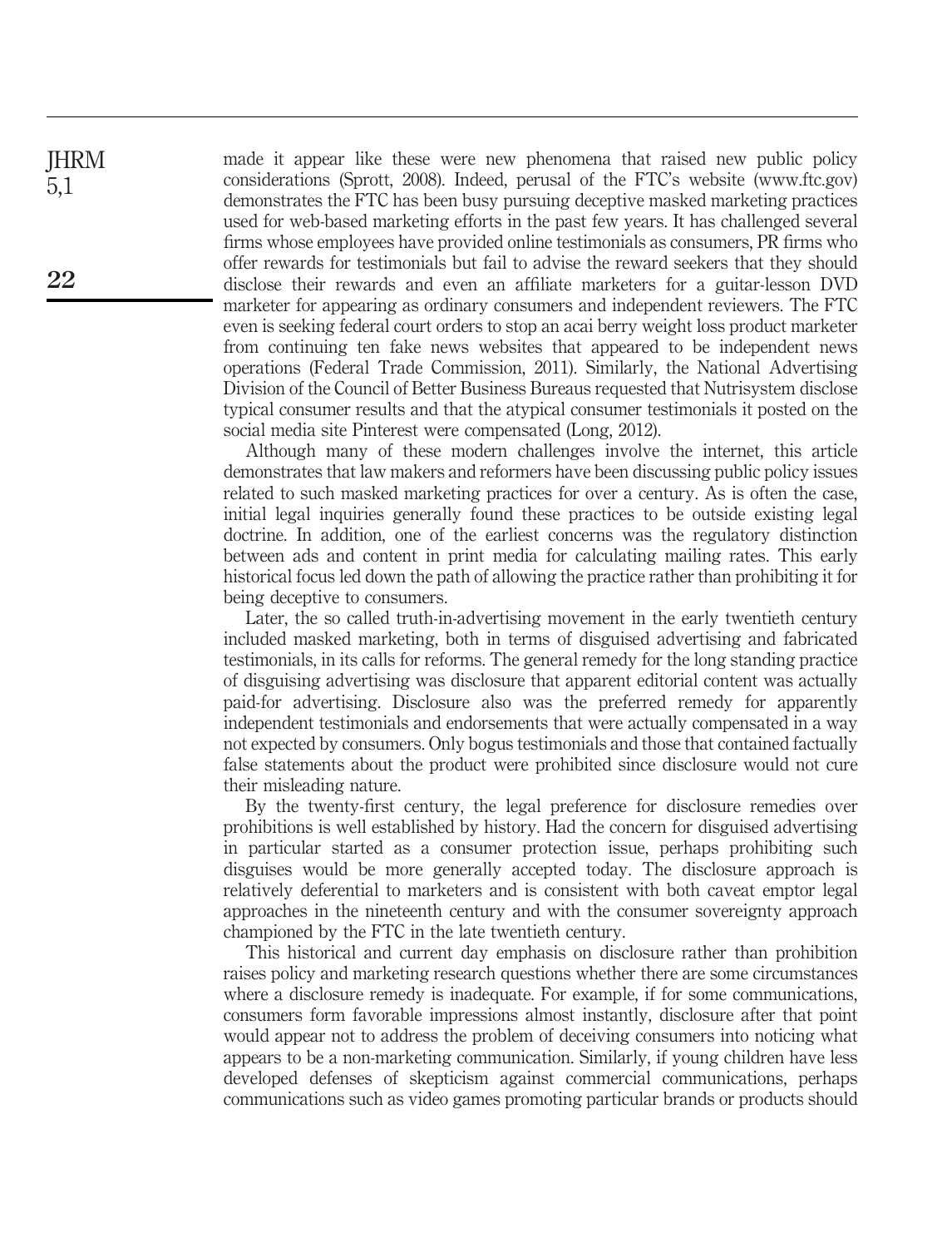made it appear like these were new phenomena that raised new public policy considerations (Sprott, 2008). Indeed, perusal of the FTC's website (www.ftc.gov) demonstrates the FTC has been busy pursuing deceptive masked marketing practices used for web-based marketing efforts in the past few years. It has challenged several firms whose employees have provided online testimonials as consumers, PR firms who offer rewards for testimonials but fail to advise the reward seekers that they should disclose their rewards and even an affiliate marketers for a guitar-lesson DVD marketer for appearing as ordinary consumers and independent reviewers. The FTC even is seeking federal court orders to stop an acai berry weight loss product marketer from continuing ten fake news websites that appeared to be independent news operations (Federal Trade Commission, 2011). Similarly, the National Advertising Division of the Council of Better Business Bureaus requested that Nutrisystem disclose typical consumer results and that the atypical consumer testimonials it posted on the social media site Pinterest were compensated (Long, 2012).

Although many of these modern challenges involve the internet, this article demonstrates that law makers and reformers have been discussing public policy issues related to such masked marketing practices for over a century. As is often the case, initial legal inquiries generally found these practices to be outside existing legal doctrine. In addition, one of the earliest concerns was the regulatory distinction between ads and content in print media for calculating mailing rates. This early historical focus led down the path of allowing the practice rather than prohibiting it for being deceptive to consumers.

Later, the so called truth-in-advertising movement in the early twentieth century included masked marketing, both in terms of disguised advertising and fabricated testimonials, in its calls for reforms. The general remedy for the long standing practice of disguising advertising was disclosure that apparent editorial content was actually paid-for advertising. Disclosure also was the preferred remedy for apparently independent testimonials and endorsements that were actually compensated in a way not expected by consumers. Only bogus testimonials and those that contained factually false statements about the product were prohibited since disclosure would not cure their misleading nature.

By the twenty-first century, the legal preference for disclosure remedies over prohibitions is well established by history. Had the concern for disguised advertising in particular started as a consumer protection issue, perhaps prohibiting such disguises would be more generally accepted today. The disclosure approach is relatively deferential to marketers and is consistent with both caveat emptor legal approaches in the nineteenth century and with the consumer sovereignty approach championed by the FTC in the late twentieth century.

This historical and current day emphasis on disclosure rather than prohibition raises policy and marketing research questions whether there are some circumstances where a disclosure remedy is inadequate. For example, if for some communications, consumers form favorable impressions almost instantly, disclosure after that point would appear not to address the problem of deceiving consumers into noticing what appears to be a non-marketing communication. Similarly, if young children have less developed defenses of skepticism against commercial communications, perhaps communications such as video games promoting particular brands or products should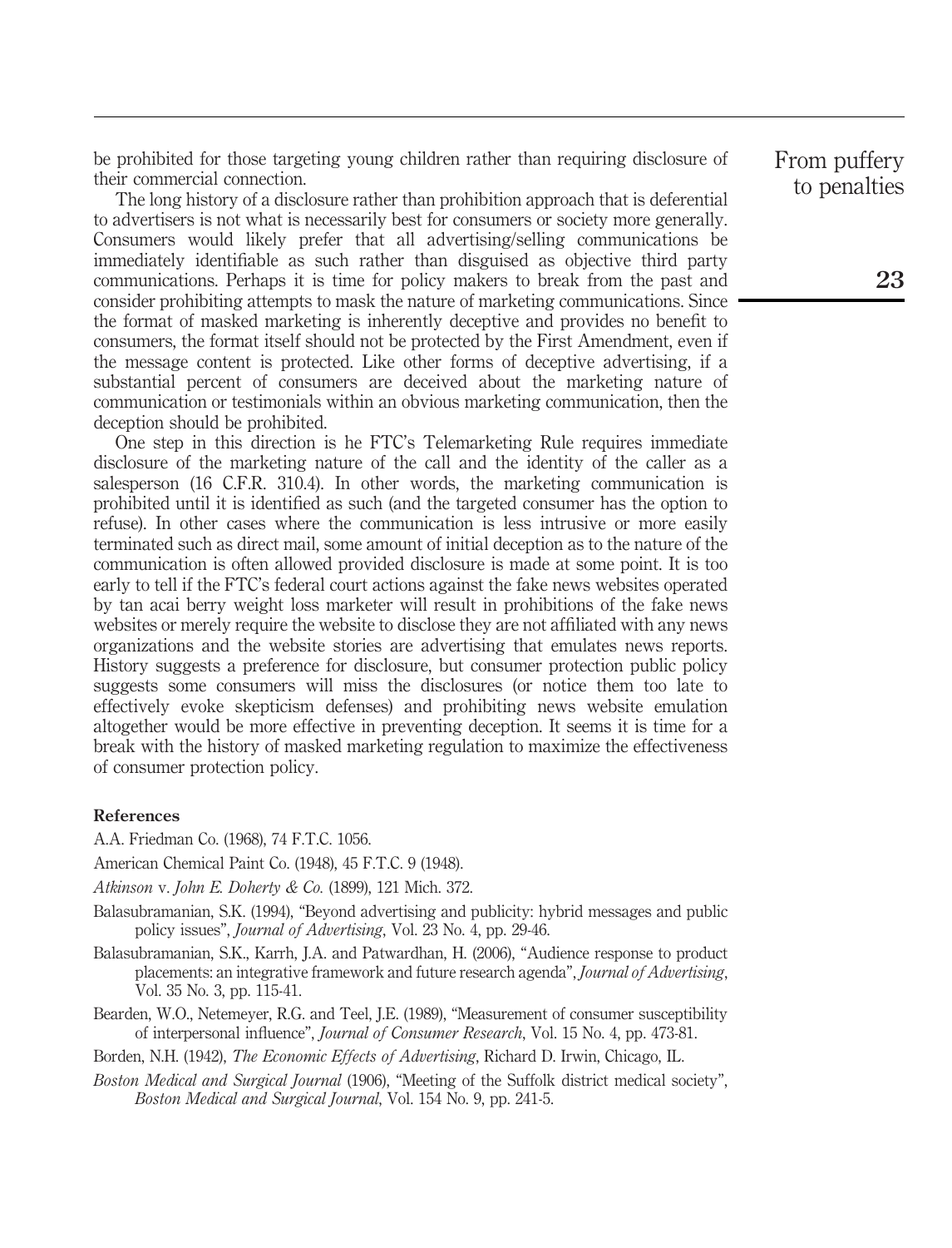be prohibited for those targeting young children rather than requiring disclosure of their commercial connection.

The long history of a disclosure rather than prohibition approach that is deferential to advertisers is not what is necessarily best for consumers or society more generally. Consumers would likely prefer that all advertising/selling communications be immediately identifiable as such rather than disguised as objective third party communications. Perhaps it is time for policy makers to break from the past and consider prohibiting attempts to mask the nature of marketing communications. Since the format of masked marketing is inherently deceptive and provides no benefit to consumers, the format itself should not be protected by the First Amendment, even if the message content is protected. Like other forms of deceptive advertising, if a substantial percent of consumers are deceived about the marketing nature of communication or testimonials within an obvious marketing communication, then the deception should be prohibited.

One step in this direction is he FTC's Telemarketing Rule requires immediate disclosure of the marketing nature of the call and the identity of the caller as a salesperson (16 C.F.R. 310.4). In other words, the marketing communication is prohibited until it is identified as such (and the targeted consumer has the option to refuse). In other cases where the communication is less intrusive or more easily terminated such as direct mail, some amount of initial deception as to the nature of the communication is often allowed provided disclosure is made at some point. It is too early to tell if the FTC's federal court actions against the fake news websites operated by tan acai berry weight loss marketer will result in prohibitions of the fake news websites or merely require the website to disclose they are not affiliated with any news organizations and the website stories are advertising that emulates news reports. History suggests a preference for disclosure, but consumer protection public policy suggests some consumers will miss the disclosures (or notice them too late to effectively evoke skepticism defenses) and prohibiting news website emulation altogether would be more effective in preventing deception. It seems it is time for a break with the history of masked marketing regulation to maximize the effectiveness of consumer protection policy.

### References

A.A. Friedman Co. (1968), 74 F.T.C. 1056.

American Chemical Paint Co. (1948), 45 F.T.C. 9 (1948).

*Atkinson* v. *John E. Doherty & Co.* (1899), 121 Mich. 372.

Balasubramanian, S.K. (1994), "Beyond advertising and publicity: hybrid messages and public policy issues", *Journal of Advertising*, Vol. 23 No. 4, pp. 29-46.

Balasubramanian, S.K., Karrh, J.A. and Patwardhan, H. (2006), "Audience response to product placements: an integrative framework and future research agenda", *Journal of Advertising*, Vol. 35 No. 3, pp. 115-41.

Bearden, W.O., Netemeyer, R.G. and Teel, J.E. (1989), "Measurement of consumer susceptibility of interpersonal influence", *Journal of Consumer Research*, Vol. 15 No. 4, pp. 473-81.

Borden, N.H. (1942), *The Economic Effects of Advertising*, Richard D. Irwin, Chicago, IL.

*Boston Medical and Surgical Journal* (1906), "Meeting of the Suffolk district medical society", *Boston Medical and Surgical Journal*, Vol. 154 No. 9, pp. 241-5.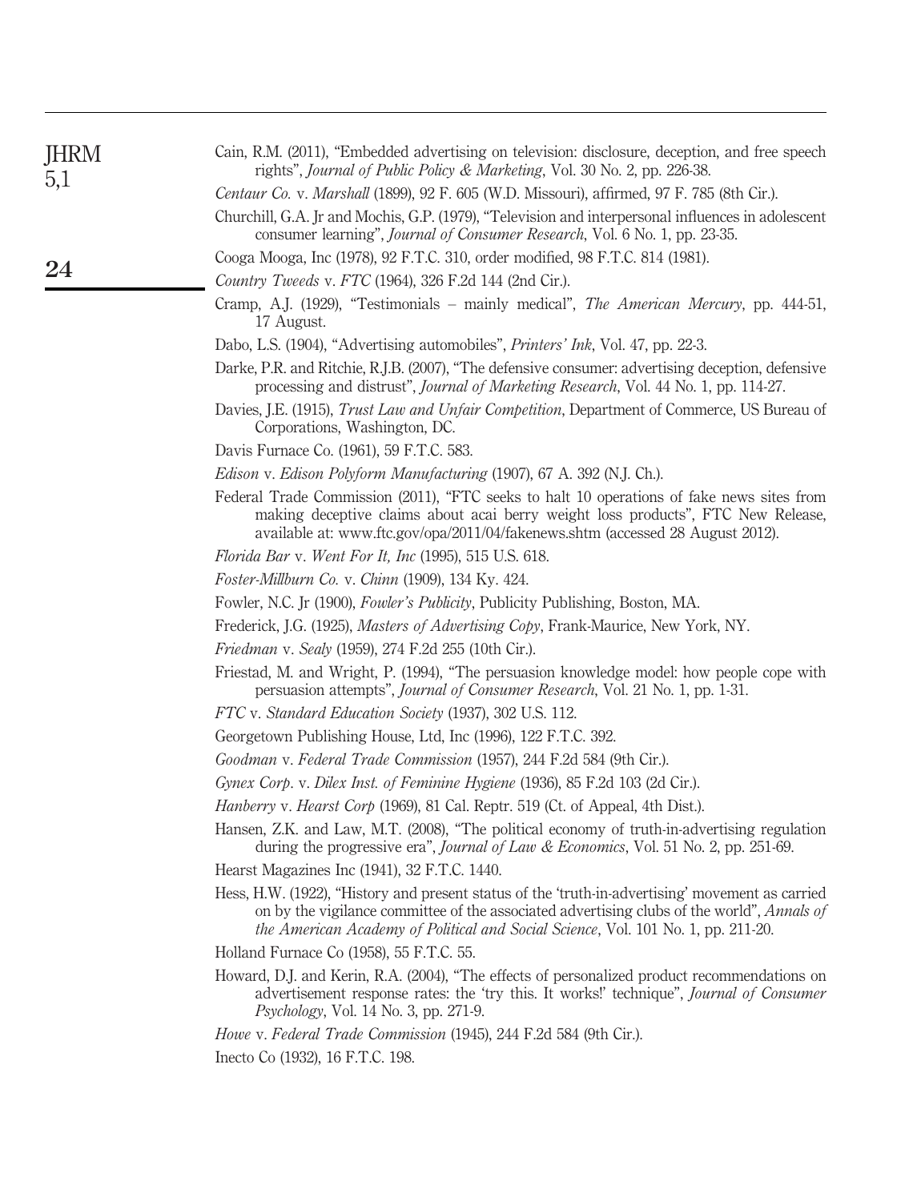Cain, R.M. (2011), "Embedded advertising on television: disclosure, deception, and free speech rights", *Journal of Public Policy & Marketing*, Vol. 30 No. 2, pp. 226-38.

*Centaur Co.* v. *Marshall* (1899), 92 F. 605 (W.D. Missouri), affirmed, 97 F. 785 (8th Cir.).

Churchill, G.A. Jr and Mochis, G.P. (1979), "Television and interpersonal influences in adolescent consumer learning", *Journal of Consumer Research*, Vol. 6 No. 1, pp. 23-35.

Cooga Mooga, Inc (1978), 92 F.T.C. 310, order modified, 98 F.T.C. 814 (1981).

*Country Tweeds* v. *FTC* (1964), 326 F.2d 144 (2nd Cir.).

Cramp, A.J. (1929), "Testimonials – mainly medical", *The American Mercury*, pp. 444-51, 17 August.

Dabo, L.S. (1904), "Advertising automobiles", *Printers' Ink*, Vol. 47, pp. 22-3.

Darke, P.R. and Ritchie, R.J.B. (2007), "The defensive consumer: advertising deception, defensive processing and distrust", *Journal of Marketing Research*, Vol. 44 No. 1, pp. 114-27.

Davies, J.E. (1915), *Trust Law and Unfair Competition*, Department of Commerce, US Bureau of Corporations, Washington, DC.

Davis Furnace Co. (1961), 59 F.T.C. 583.

*Edison* v. *Edison Polyform Manufacturing* (1907), 67 A. 392 (N.J. Ch.).

Federal Trade Commission (2011), "FTC seeks to halt 10 operations of fake news sites from making deceptive claims about acai berry weight loss products", FTC New Release, available at: www.ftc.gov/opa/2011/04/fakenews.shtm (accessed 28 August 2012).

*Florida Bar* v. *Went For It, Inc* (1995), 515 U.S. 618.

*Foster-Millburn Co.* v. *Chinn* (1909), 134 Ky. 424.

Fowler, N.C. Jr (1900), *Fowler's Publicity*, Publicity Publishing, Boston, MA.

Frederick, J.G. (1925), *Masters of Advertising Copy*, Frank-Maurice, New York, NY.

*Friedman* v. *Sealy* (1959), 274 F.2d 255 (10th Cir.).

Friestad, M. and Wright, P. (1994), "The persuasion knowledge model: how people cope with persuasion attempts", *Journal of Consumer Research*, Vol. 21 No. 1, pp. 1-31.

*FTC* v. *Standard Education Society* (1937), 302 U.S. 112.

Georgetown Publishing House, Ltd, Inc (1996), 122 F.T.C. 392.

*Goodman* v. *Federal Trade Commission* (1957), 244 F.2d 584 (9th Cir.).

*Gynex Corp*. v. *Dilex Inst. of Feminine Hygiene* (1936), 85 F.2d 103 (2d Cir.).

*Hanberry* v. *Hearst Corp* (1969), 81 Cal. Reptr. 519 (Ct. of Appeal, 4th Dist.).

Hansen, Z.K. and Law, M.T. (2008), "The political economy of truth-in-advertising regulation during the progressive era", *Journal of Law & Economics*, Vol. 51 No. 2, pp. 251-69.

Hearst Magazines Inc (1941), 32 F.T.C. 1440.

Hess, H.W. (1922), "History and present status of the 'truth-in-advertising' movement as carried on by the vigilance committee of the associated advertising clubs of the world", *Annals of the American Academy of Political and Social Science*, Vol. 101 No. 1, pp. 211-20.

Holland Furnace Co (1958), 55 F.T.C. 55.

Howard, D.J. and Kerin, R.A. (2004), "The effects of personalized product recommendations on advertisement response rates: the 'try this. It works!' technique", *Journal of Consumer Psychology*, Vol. 14 No. 3, pp. 271-9.

*Howe* v. *Federal Trade Commission* (1945), 244 F.2d 584 (9th Cir.).

Inecto Co (1932), 16 F.T.C. 198.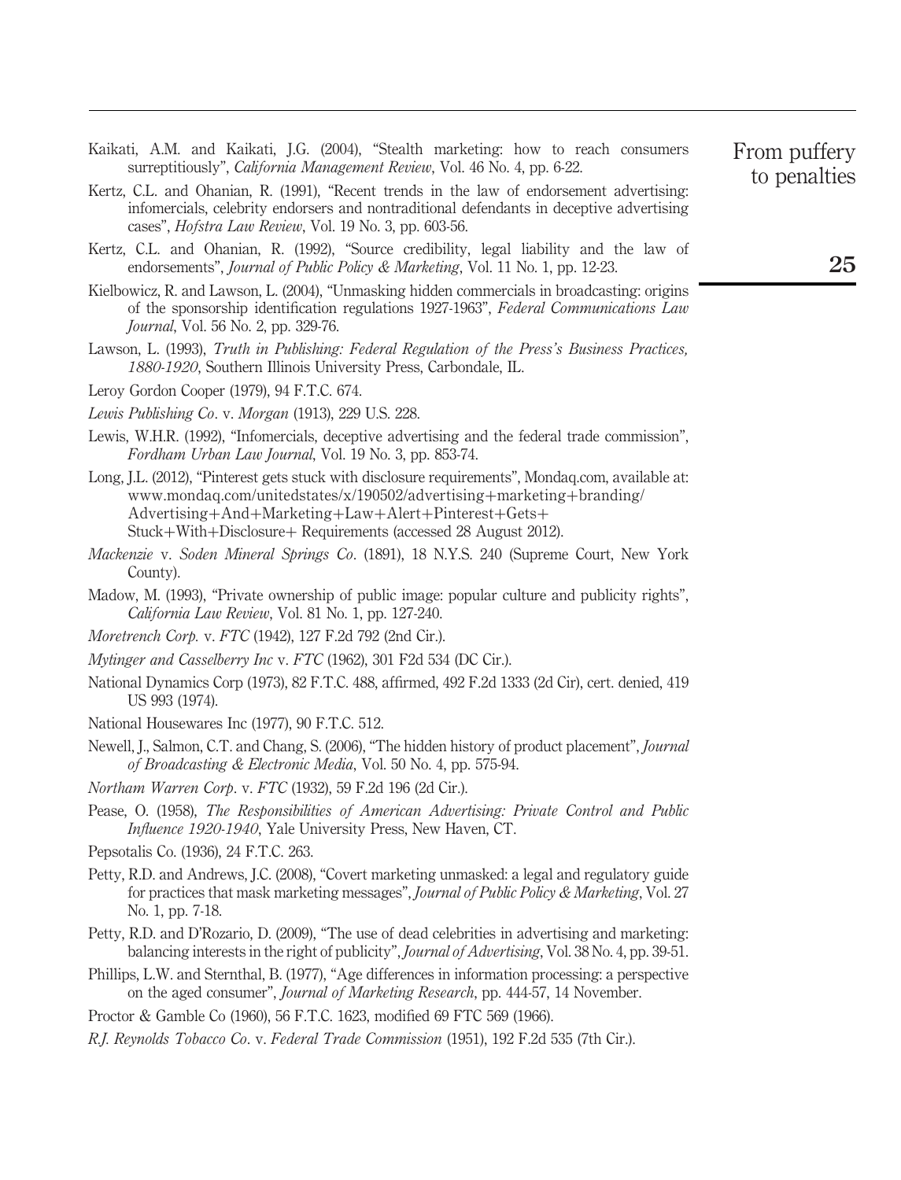Kaikati, A.M. and Kaikati, J.G. (2004), "Stealth marketing: how to reach consumers surreptitiously", *California Management Review*, Vol. 46 No. 4, pp. 6-22.

Kertz, C.L. and Ohanian, R. (1991), "Recent trends in the law of endorsement advertising: infomercials, celebrity endorsers and nontraditional defendants in deceptive advertising cases", *Hofstra Law Review*, Vol. 19 No. 3, pp. 603-56.

Kertz, C.L. and Ohanian, R. (1992), "Source credibility, legal liability and the law of endorsements", *Journal of Public Policy & Marketing*, Vol. 11 No. 1, pp. 12-23.

Kielbowicz, R. and Lawson, L. (2004), "Unmasking hidden commercials in broadcasting: origins of the sponsorship identification regulations 1927-1963", *Federal Communications Law Journal*, Vol. 56 No. 2, pp. 329-76.

Lawson, L. (1993), *Truth in Publishing: Federal Regulation of the Press's Business Practices, 1880-1920*, Southern Illinois University Press, Carbondale, IL.

Leroy Gordon Cooper (1979), 94 F.T.C. 674.

*Lewis Publishing Co*. v. *Morgan* (1913), 229 U.S. 228.

Lewis, W.H.R. (1992), "Infomercials, deceptive advertising and the federal trade commission", *Fordham Urban Law Journal*, Vol. 19 No. 3, pp. 853-74.

Long, J.L. (2012), "Pinterest gets stuck with disclosure requirements", Mondaq.com, available at: www.mondaq.com/unitedstates/x/190502/advertising+marketing+branding/Advertising+And+Marketing+Law+Alert+Pinterest+Gets+Stuck+With+Disclosure+ Requirements (accessed 28 August 2012).

*Mackenzie* v. *Soden Mineral Springs Co*. (1891), 18 N.Y.S. 240 (Supreme Court, New York County).

Madow, M. (1993), "Private ownership of public image: popular culture and publicity rights", *California Law Review*, Vol. 81 No. 1, pp. 127-240.

*Moretrench Corp.* v. *FTC* (1942), 127 F.2d 792 (2nd Cir.).

*Mytinger and Casselberry Inc* v. *FTC* (1962), 301 F2d 534 (DC Cir.).

National Dynamics Corp (1973), 82 F.T.C. 488, affirmed, 492 F.2d 1333 (2d Cir), cert. denied, 419 US 993 (1974).

National Housewares Inc (1977), 90 F.T.C. 512.

Newell, J., Salmon, C.T. and Chang, S. (2006), "The hidden history of product placement", *Journal of Broadcasting & Electronic Media*, Vol. 50 No. 4, pp. 575-94.

*Northam Warren Corp*. v. *FTC* (1932), 59 F.2d 196 (2d Cir.).

Pease, O. (1958), *The Responsibilities of American Advertising: Private Control and Public Influence 1920-1940*, Yale University Press, New Haven, CT.

Pepsotalis Co. (1936), 24 F.T.C. 263.

Petty, R.D. and Andrews, J.C. (2008), "Covert marketing unmasked: a legal and regulatory guide for practices that mask marketing messages", *Journal of Public Policy & Marketing*, Vol. 27 No. 1, pp. 7-18.

Petty, R.D. and D'Rozario, D. (2009), "The use of dead celebrities in advertising and marketing: balancing interests in the right of publicity", *Journal of Advertising*, Vol. 38 No. 4, pp. 39-51.

Phillips, L.W. and Sternthal, B. (1977), "Age differences in information processing: a perspective on the aged consumer", *Journal of Marketing Research*, pp. 444-57, 14 November.

Proctor & Gamble Co (1960), 56 F.T.C. 1623, modified 69 FTC 569 (1966).

*R.J. Reynolds Tobacco Co*. v. *Federal Trade Commission* (1951), 192 F.2d 535 (7th Cir.).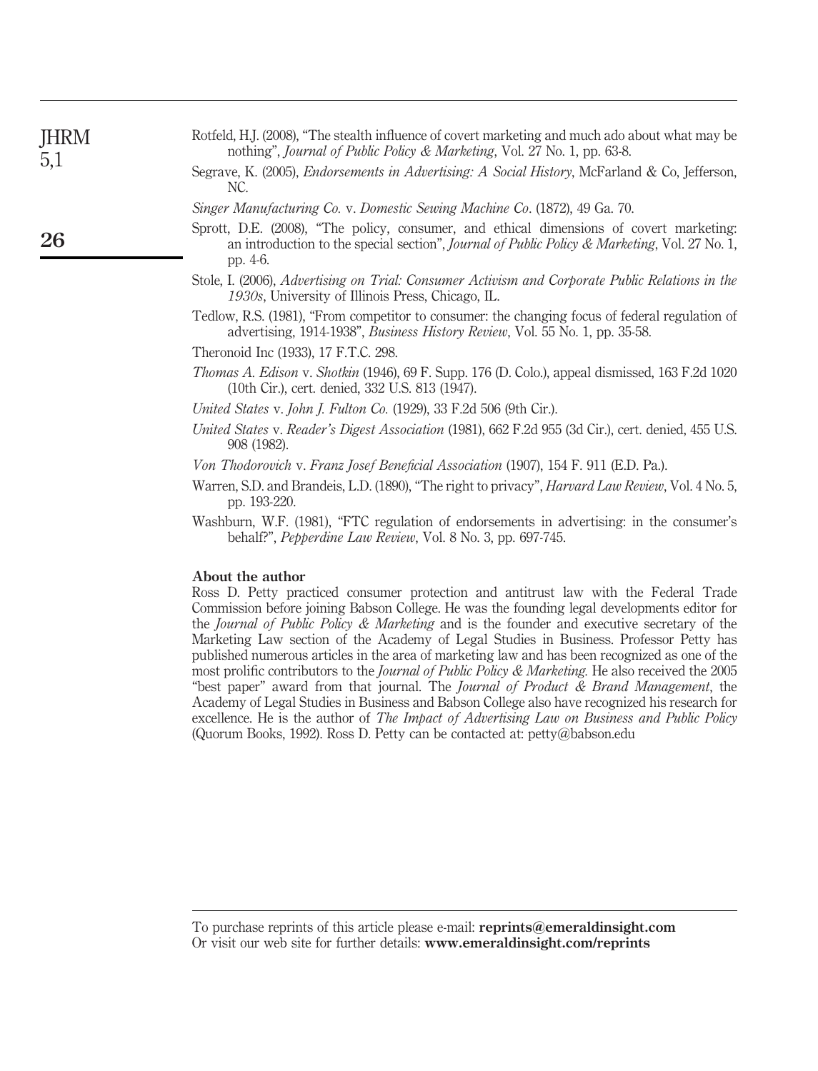Rotfeld, H.J. (2008), "The stealth influence of covert marketing and much ado about what may be nothing", *Journal of Public Policy & Marketing*, Vol. 27 No. 1, pp. 63-8.

Segrave, K. (2005), *Endorsements in Advertising: A Social History*, McFarland & Co, Jefferson, NC.

*Singer Manufacturing Co.* v. *Domestic Sewing Machine Co*. (1872), 49 Ga. 70.

Sprott, D.E. (2008), "The policy, consumer, and ethical dimensions of covert marketing: an introduction to the special section", *Journal of Public Policy & Marketing*, Vol. 27 No. 1, pp. 4-6.

Stole, I. (2006), *Advertising on Trial: Consumer Activism and Corporate Public Relations in the 1930s*, University of Illinois Press, Chicago, IL.

Tedlow, R.S. (1981), "From competitor to consumer: the changing focus of federal regulation of advertising, 1914-1938", *Business History Review*, Vol. 55 No. 1, pp. 35-58.

Theronoid Inc (1933), 17 F.T.C. 298.

*Thomas A. Edison* v. *Shotkin* (1946), 69 F. Supp. 176 (D. Colo.), appeal dismissed, 163 F.2d 1020 (10th Cir.), cert. denied, 332 U.S. 813 (1947).

*United States* v. *John J. Fulton Co.* (1929), 33 F.2d 506 (9th Cir.).

*United States* v. *Reader's Digest Association* (1981), 662 F.2d 955 (3d Cir.), cert. denied, 455 U.S. 908 (1982).

*Von Thodorovich* v. *Franz Josef Beneficial Association* (1907), 154 F. 911 (E.D. Pa.).

Warren, S.D. and Brandeis, L.D. (1890), "The right to privacy", *Harvard Law Review*, Vol. 4 No. 5, pp. 193-220.

Washburn, W.F. (1981), "FTC regulation of endorsements in advertising: in the consumer's behalf?", *Pepperdine Law Review*, Vol. 8 No. 3, pp. 697-745.

### About the author

Ross D. Petty practiced consumer protection and antitrust law with the Federal Trade Commission before joining Babson College. He was the founding legal developments editor for the *Journal of Public Policy & Marketing* and is the founder and executive secretary of the Marketing Law section of the Academy of Legal Studies in Business. Professor Petty has published numerous articles in the area of marketing law and has been recognized as one of the most prolific contributors to the *Journal of Public Policy & Marketing.* He also received the 2005 "best paper" award from that journal. The *Journal of Product & Brand Management*, the Academy of Legal Studies in Business and Babson College also have recognized his research for excellence. He is the author of *The Impact of Advertising Law on Business and Public Policy* (Quorum Books, 1992). Ross D. Petty can be contacted at: petty@babson.edu

To purchase reprints of this article please e-mail: **reprints@emeraldinsight.com**
Or visit our web site for further details: **www.emeraldinsight.com/reprints**